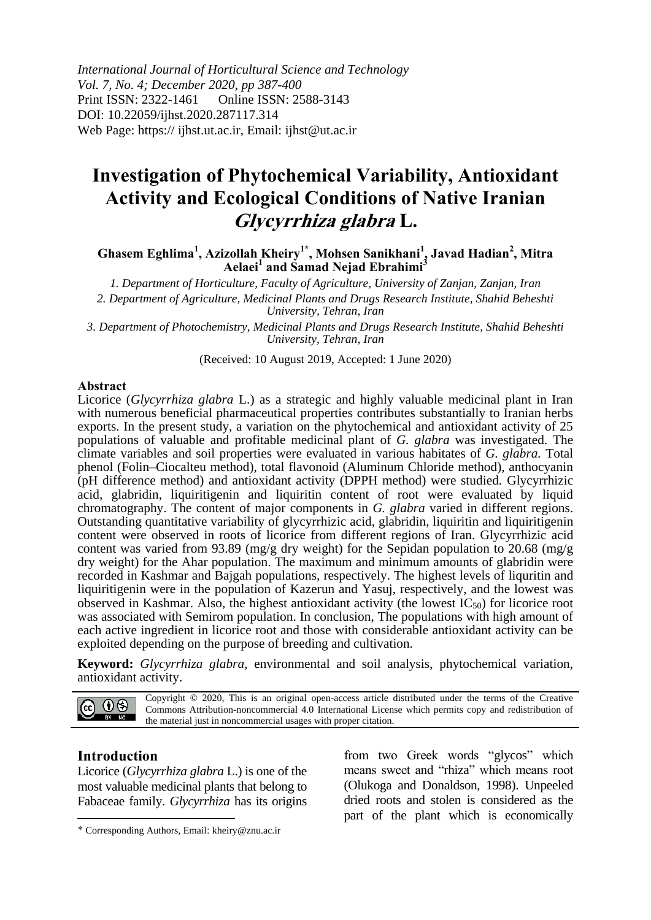*International Journal of Horticultural Science and Technology*
*Vol. 7, No. 4; December 2020, pp 387-400*
Print ISSN: 2322-1461 Online ISSN: 2588-3143
DOI: 10.22059/ijhst.2020.287117.314
Web Page: https:// ijhst.ut.ac.ir, Email: ijhst@ut.ac.ir

# Investigation of Phytochemical Variability, Antioxidant Activity and Ecological Conditions of Native Iranian *Glycyrrhiza glabra* L.

**Ghasem Eghlima[1], Azizollah Kheiry[1*], Mohsen Sanikhani[1], Javad Hadian[2], Mitra Aelaei[1] and Samad Nejad Ebrahimi[3]**

*1. Department of Horticulture, Faculty of Agriculture, University of Zanjan, Zanjan, Iran*

*2. Department of Agriculture, Medicinal Plants and Drugs Research Institute, Shahid Beheshti University, Tehran, Iran*

*3. Department of Photochemistry, Medicinal Plants and Drugs Research Institute, Shahid Beheshti University, Tehran, Iran*

(Received: 10 August 2019, Accepted: 1 June 2020)

## Abstract

Licorice (*Glycyrrhiza glabra* L.) as a strategic and highly valuable medicinal plant in Iran with numerous beneficial pharmaceutical properties contributes substantially to Iranian herbs exports. In the present study, a variation on the phytochemical and antioxidant activity of 25 populations of valuable and profitable medicinal plant of *G. glabra* was investigated. The climate variables and soil properties were evaluated in various habitates of *G. glabra.* Total phenol (Folin–Ciocalteu method), total flavonoid (Aluminum Chloride method), anthocyanin (pH difference method) and antioxidant activity (DPPH method) were studied. Glycyrrhizic acid, glabridin, liquiritigenin and liquiritin content of root were evaluated by liquid chromatography. The content of major components in *G. glabra* varied in different regions. Outstanding quantitative variability of glycyrrhizic acid, glabridin, liquiritin and liquiritigenin content were observed in roots of licorice from different regions of Iran. Glycyrrhizic acid content was varied from 93.89 (mg/g dry weight) for the Sepidan population to 20.68 (mg/g dry weight) for the Ahar population. The maximum and minimum amounts of glabridin were recorded in Kashmar and Bajgah populations, respectively. The highest levels of liquritin and liquiritigenin were in the population of Kazerun and Yasuj, respectively, and the lowest was observed in Kashmar. Also, the highest antioxidant activity (the lowest $IC_{50}$) for licorice root was associated with Semirom population. In conclusion, The populations with high amount of each active ingredient in licorice root and those with considerable antioxidant activity can be exploited depending on the purpose of breeding and cultivation.

**Keyword:** *Glycyrrhiza glabra*, environmental and soil analysis, phytochemical variation, antioxidant activity.

Copyright © 2020, This is an original open-access article distributed under the terms of the Creative Commons Attribution-noncommercial 4.0 International License which permits copy and redistribution of the material just in noncommercial usages with proper citation.

## Introduction

Licorice (*Glycyrrhiza glabra* L.) is one of the most valuable medicinal plants that belong to Fabaceae family. *Glycyrrhiza* has its origins from two Greek words "glycos" which means sweet and "rhiza" which means root (Olukoga and Donaldson, 1998). Unpeeled dried roots and stolen is considered as the part of the plant which is economically

\* Corresponding Authors, Email: kheiry@znu.ac.ir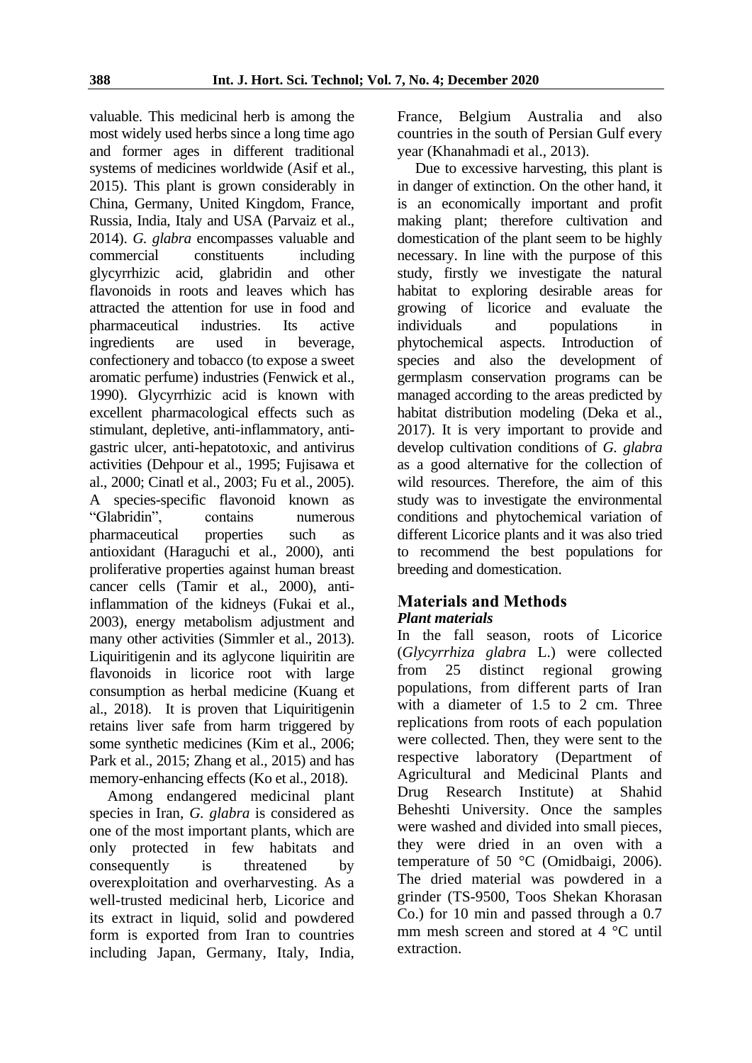valuable. This medicinal herb is among the most widely used herbs since a long time ago and former ages in different traditional systems of medicines worldwide (Asif et al., 2015). This plant is grown considerably in China, Germany, United Kingdom, France, Russia, India, Italy and USA (Parvaiz et al., 2014). *G. glabra* encompasses valuable and commercial constituents including glycyrrhizic acid, glabridin and other flavonoids in roots and leaves which has attracted the attention for use in food and pharmaceutical industries. Its active ingredients are used in beverage, confectionery and tobacco (to expose a sweet aromatic perfume) industries (Fenwick et al., 1990). Glycyrrhizic acid is known with excellent pharmacological effects such as stimulant, depletive, anti-inflammatory, anti-gastric ulcer, anti-hepatotoxic, and antivirus activities (Dehpour et al., 1995; Fujisawa et al., 2000; Cinatl et al., 2003; Fu et al., 2005). A species-specific flavonoid known as "Glabridin", contains numerous pharmaceutical properties such as antioxidant (Haraguchi et al., 2000), anti proliferative properties against human breast cancer cells (Tamir et al., 2000), anti-inflammation of the kidneys (Fukai et al., 2003), energy metabolism adjustment and many other activities (Simmler et al., 2013). Liquiritigenin and its aglycone liquiritin are flavonoids in licorice root with large consumption as herbal medicine (Kuang et al., 2018). It is proven that Liquiritigenin retains liver safe from harm triggered by some synthetic medicines (Kim et al., 2006; Park et al., 2015; Zhang et al., 2015) and has memory-enhancing effects (Ko et al., 2018).

Among endangered medicinal plant species in Iran, *G. glabra* is considered as one of the most important plants, which are only protected in few habitats and consequently is threatened by overexploitation and overharvesting. As a well-trusted medicinal herb, Licorice and its extract in liquid, solid and powdered form is exported from Iran to countries including Japan, Germany, Italy, India, France, Belgium Australia and also countries in the south of Persian Gulf every year (Khanahmadi et al., 2013).

Due to excessive harvesting, this plant is in danger of extinction. On the other hand, it is an economically important and profit making plant; therefore cultivation and domestication of the plant seem to be highly necessary. In line with the purpose of this study, firstly we investigate the natural habitat to exploring desirable areas for growing of licorice and evaluate the individuals and populations in phytochemical aspects. Introduction of species and also the development of germplasm conservation programs can be managed according to the areas predicted by habitat distribution modeling (Deka et al., 2017). It is very important to provide and develop cultivation conditions of *G. glabra* as a good alternative for the collection of wild resources. Therefore, the aim of this study was to investigate the environmental conditions and phytochemical variation of different Licorice plants and it was also tried to recommend the best populations for breeding and domestication.

## Materials and Methods

### *Plant materials*

In the fall season, roots of Licorice (*Glycyrrhiza glabra* L.) were collected from 25 distinct regional growing populations, from different parts of Iran with a diameter of 1.5 to 2 cm. Three replications from roots of each population were collected. Then, they were sent to the respective laboratory (Department of Agricultural and Medicinal Plants and Drug Research Institute) at Shahid Beheshti University. Once the samples were washed and divided into small pieces, they were dried in an oven with a temperature of 50 °C (Omidbaigi, 2006). The dried material was powdered in a grinder (TS-9500, Toos Shekan Khorasan Co.) for 10 min and passed through a 0.7 mm mesh screen and stored at 4 °C until extraction.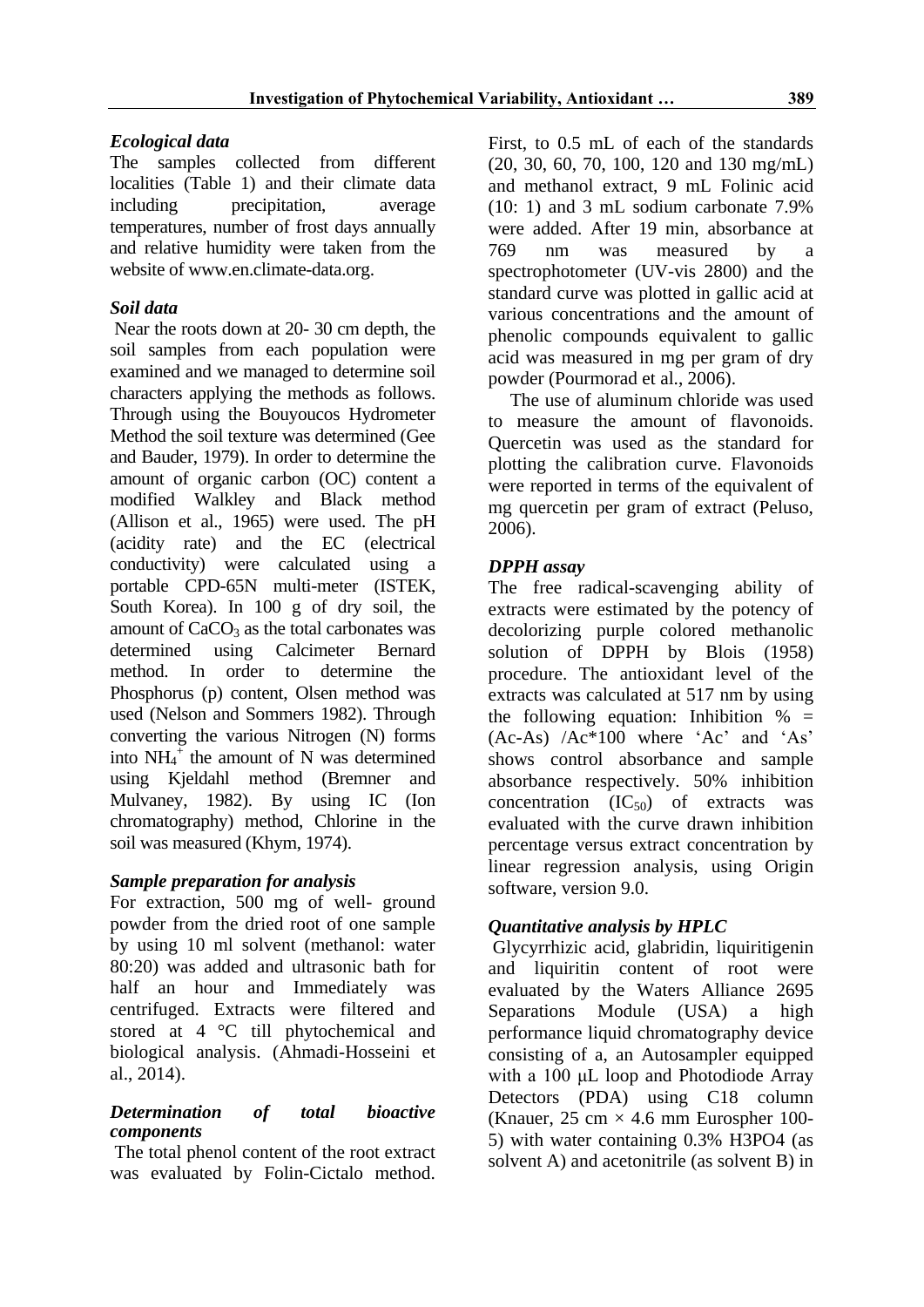### *Ecological data*

The samples collected from different localities (Table 1) and their climate data including precipitation, average temperatures, number of frost days annually and relative humidity were taken from the website of www.en.climate-data.org.

### *Soil data*

Near the roots down at 20- 30 cm depth, the soil samples from each population were examined and we managed to determine soil characters applying the methods as follows. Through using the Bouyoucos Hydrometer Method the soil texture was determined (Gee and Bauder, 1979). In order to determine the amount of organic carbon (OC) content a modified Walkley and Black method (Allison et al., 1965) were used. The pH (acidity rate) and the EC (electrical conductivity) were calculated using a portable CPD-65N multi-meter (ISTEK, South Korea). In 100 g of dry soil, the amount of $CaCO_3$ as the total carbonates was determined using Calcimeter Bernard method. In order to determine the Phosphorus (p) content, Olsen method was used (Nelson and Sommers 1982). Through converting the various Nitrogen (N) forms into $NH_4^+$ the amount of N was determined using Kjeldahl method (Bremner and Mulvaney, 1982). By using IC (Ion chromatography) method, Chlorine in the soil was measured (Khym, 1974).

### *Sample preparation for analysis*

For extraction, 500 mg of well- ground powder from the dried root of one sample by using 10 ml solvent (methanol: water 80:20) was added and ultrasonic bath for half an hour and Immediately was centrifuged. Extracts were filtered and stored at 4 °C till phytochemical and biological analysis. (Ahmadi-Hosseini et al., 2014).

### *Determination of total bioactive components*

The total phenol content of the root extract was evaluated by Folin-Cictalo method. First, to 0.5 mL of each of the standards (20, 30, 60, 70, 100, 120 and 130 mg/mL) and methanol extract, 9 mL Folinic acid (10: 1) and 3 mL sodium carbonate 7.9% were added. After 19 min, absorbance at 769 nm was measured by a spectrophotometer (UV-vis 2800) and the standard curve was plotted in gallic acid at various concentrations and the amount of phenolic compounds equivalent to gallic acid was measured in mg per gram of dry powder (Pourmorad et al., 2006).

The use of aluminum chloride was used to measure the amount of flavonoids. Quercetin was used as the standard for plotting the calibration curve. Flavonoids were reported in terms of the equivalent of mg quercetin per gram of extract (Peluso, 2006).

### *DPPH assay*

The free radical-scavenging ability of extracts were estimated by the potency of decolorizing purple colored methanolic solution of DPPH by Blois (1958) procedure. The antioxidant level of the extracts was calculated at 517 nm by using the following equation: Inhibition % = (Ac-As) /Ac*100 where 'Ac' and 'As' shows control absorbance and sample absorbance respectively. 50% inhibition concentration ($IC_{50}$) of extracts was evaluated with the curve drawn inhibition percentage versus extract concentration by linear regression analysis, using Origin software, version 9.0.

### *Quantitative analysis by HPLC*

Glycyrrhizic acid, glabridin, liquiritigenin and liquiritin content of root were evaluated by the Waters Alliance 2695 Separations Module (USA) a high performance liquid chromatography device consisting of a, an Autosampler equipped with a 100 μL loop and Photodiode Array Detectors (PDA) using C18 column (Knauer, 25 cm × 4.6 mm Eurospher 100-5) with water containing 0.3% $H_3PO_4$ (as solvent A) and acetonitrile (as solvent B) in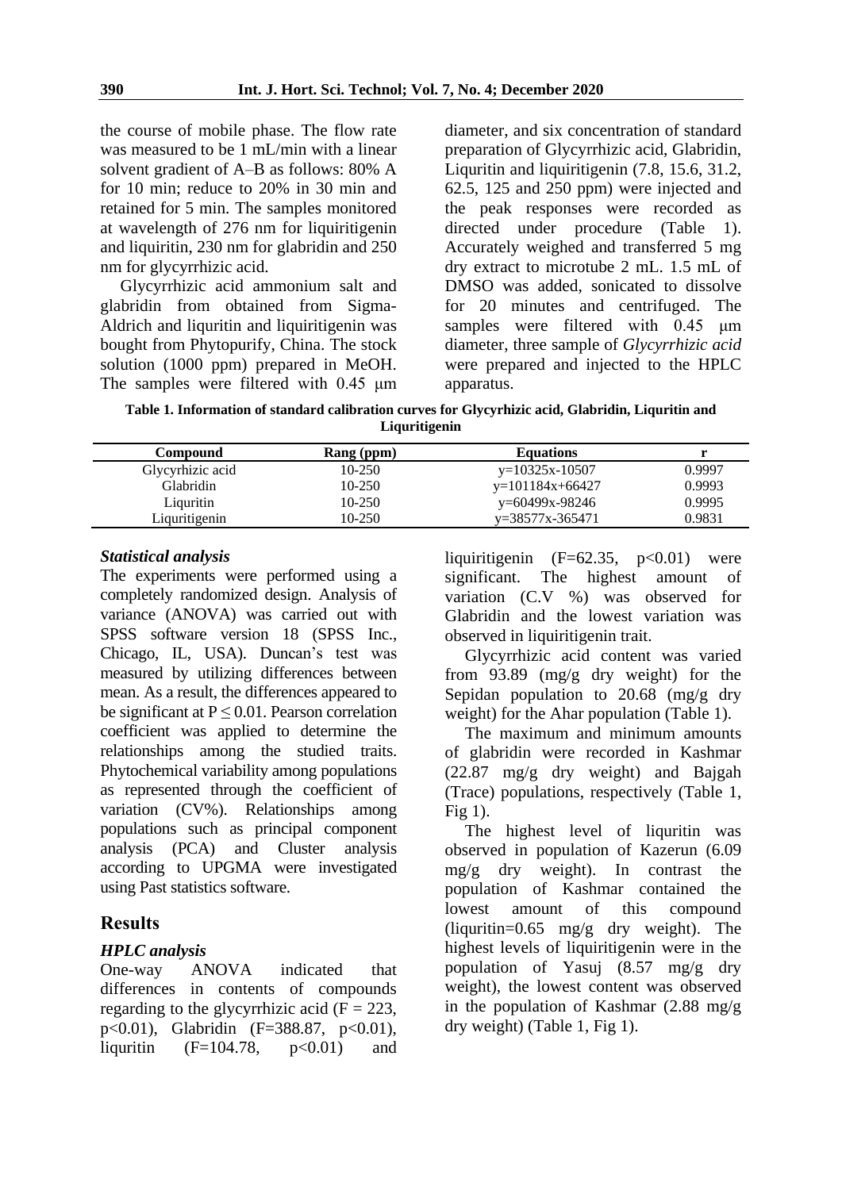the course of mobile phase. The flow rate was measured to be 1 mL/min with a linear solvent gradient of A–B as follows: 80% A for 10 min; reduce to 20% in 30 min and retained for 5 min. The samples monitored at wavelength of 276 nm for liquiritigenin and liquiritin, 230 nm for glabridin and 250 nm for glycyrrhizic acid.

Glycyrrhizic acid ammonium salt and glabridin from obtained from Sigma-Aldrich and liqurutin and liquiritigenin was bought from Phytopurify, China. The stock solution (1000 ppm) prepared in MeOH. The samples were filtered with 0.45 µm diameter, and six concentration of standard preparation of Glycyrrhizic acid, Glabridin, Liquritin and liquiritigenin (7.8, 15.6, 31.2, 62.5, 125 and 250 ppm) were injected and the peak responses were recorded as directed under procedure (Table 1). Accurately weighed and transferred 5 mg dry extract to microtube 2 mL. 1.5 mL of DMSO was added, sonicated to dissolve for 20 minutes and centrifuged. The samples were filtered with 0.45 µm diameter, three sample of *Glycyrrhizic acid* were prepared and injected to the HPLC apparatus.

**Table 1. Information of standard calibration curves for Glycyrhizic acid, Glabridin, Liquritin and Liquritigenin**

| Compound | Rang (ppm) | Equations | r |
|---|---|---|---|
| Glycyrhizic acid | 10-250 | y=10325x-10507 | 0.9997 |
| Glabridin | 10-250 | y=101184x+66427 | 0.9993 |
| Liquritin | 10-250 | y=60499x-98246 | 0.9995 |
| Liquritigenin | 10-250 | y=38577x-365471 | 0.9831 |

### *Statistical analysis*

The experiments were performed using a completely randomized design. Analysis of variance (ANOVA) was carried out with SPSS software version 18 (SPSS Inc., Chicago, IL, USA). Duncan's test was measured by utilizing differences between mean. As a result, the differences appeared to be significant at $P \leq 0.01$. Pearson correlation coefficient was applied to determine the relationships among the studied traits. Phytochemical variability among populations as represented through the coefficient of variation (CV%). Relationships among populations such as principal component analysis (PCA) and Cluster analysis according to UPGMA were investigated using Past statistics software.

## Results

### *HPLC analysis*

One-way ANOVA indicated that differences in contents of compounds regarding to the glycyrrhizic acid ($F = 223$, $p<0.01$), Glabridin ($F=388.87$, $p<0.01$), liquritin ($F=104.78$, $p<0.01$) and liquiritigenin ($F=62.35$, $p<0.01$) were significant. The highest amount of variation (C.V %) was observed for Glabridin and the lowest variation was observed in liquiritigenin trait.

Glycyrrhizic acid content was varied from 93.89 (mg/g dry weight) for the Sepidan population to 20.68 (mg/g dry weight) for the Ahar population (Table 1).

The maximum and minimum amounts of glabridin were recorded in Kashmar (22.87 mg/g dry weight) and Bajgah (Trace) populations, respectively (Table 1, Fig 1).

The highest level of liquritin was observed in population of Kazerun (6.09 mg/g dry weight). In contrast the population of Kashmar contained the lowest amount of this compound (liquritin=0.65 mg/g dry weight). The highest levels of liquiritigenin were in the population of Yasuj (8.57 mg/g dry weight), the lowest content was observed in the population of Kashmar (2.88 mg/g dry weight) (Table 1, Fig 1).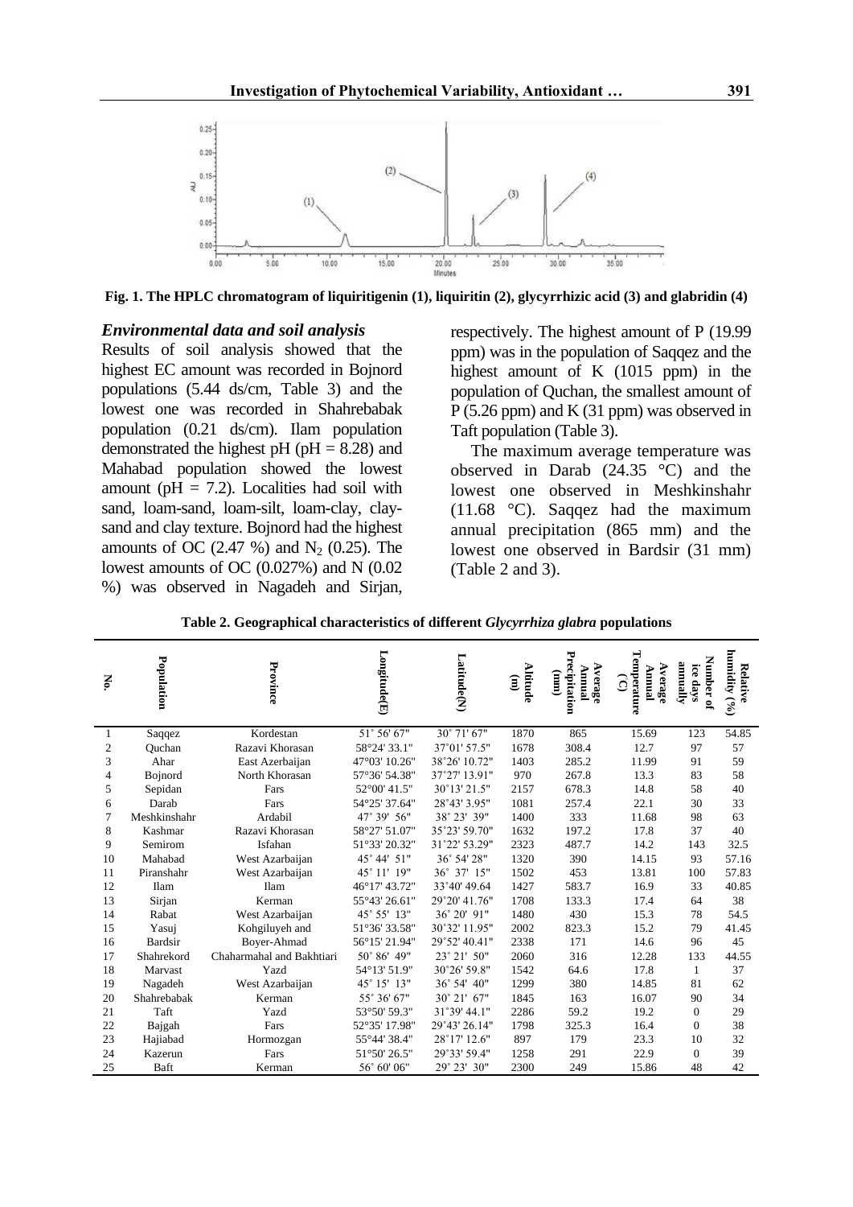Fig. 1. The HPLC chromatogram of liquiritigenin (1), liquiritin (2), glycyrrhizic acid (3) and glabridin (4)

### *Environmental data and soil analysis*

Results of soil analysis showed that the highest EC amount was recorded in Bojnord populations (5.44 ds/cm, Table 3) and the lowest one was recorded in Shahrebabak population (0.21 ds/cm). Ilam population demonstrated the highest pH (pH = 8.28) and Mahabad population showed the lowest amount (pH = 7.2). Localities had soil with sand, loam-sand, loam-silt, loam-clay, clay-sand and clay texture. Bojnord had the highest amounts of OC (2.47 %) and $N_2$ (0.25). The lowest amounts of OC (0.027%) and N (0.02 %) was observed in Nagadeh and Sirjan, respectively. The highest amount of P (19.99 ppm) was in the population of Saqqez and the highest amount of K (1015 ppm) in the population of Quchan, the smallest amount of P (5.26 ppm) and K (31 ppm) was observed in Taft population (Table 3).

The maximum average temperature was observed in Darab (24.35 °C) and the lowest one observed in Meshkinshahr (11.68 °C). Saqqez had the maximum annual precipitation (865 mm) and the lowest one observed in Bardsir (31 mm) (Table 2 and 3).

**Table 2. Geographical characteristics of different *Glycyrrhiza glabra* populations**

| No. | Population | Province | Longitude(E) | Latitude(N) | Altitude (m) | Average Annual Precipitation (mm) | Average Annual Temperature (°C) | Number of ice days annually | Relative humidity (%) |
|---|---|---|---|---|---|---|---|---|---|
| 1 | Saqqez | Kordestan | 51° 56' 67" | 30° 71' 67" | 1870 | 865 | 15.69 | 123 | 54.85 |
| 2 | Quchan | Razavi Khorasan | 58°24' 33.1" | 37°01' 57.5" | 1678 | 308.4 | 12.7 | 97 | 57 |
| 3 | Ahar | East Azerbaijan | 47°03' 10.26" | 38°26' 10.72" | 1403 | 285.2 | 11.99 | 91 | 59 |
| 4 | Bojnord | North Khorasan | 57°36' 54.38" | 37°27' 13.91" | 970 | 267.8 | 13.3 | 83 | 58 |
| 5 | Sepidan | Fars | 52°00' 41.5" | 30°13' 21.5" | 2157 | 678.3 | 14.8 | 58 | 40 |
| 6 | Darab | Fars | 54°25' 37.64" | 28°43' 3.95" | 1081 | 257.4 | 22.1 | 30 | 33 |
| 7 | Meshkinshahr | Ardabil | 47° 39' 56" | 38° 23' 39" | 1400 | 333 | 11.68 | 98 | 63 |
| 8 | Kashmar | Razavi Khorasan | 58°27' 51.07" | 35°23' 59.70" | 1632 | 197.2 | 17.8 | 37 | 40 |
| 9 | Semirom | Isfahan | 51°33' 20.32" | 31°22' 53.29" | 2323 | 487.7 | 14.2 | 143 | 32.5 |
| 10 | Mahabad | West Azarbaijan | 45° 44' 51" | 36° 54' 28" | 1320 | 390 | 14.15 | 93 | 57.16 |
| 11 | Piranshahr | West Azarbaijan | 45° 11' 19" | 36° 37' 15" | 1502 | 453 | 13.81 | 100 | 57.83 |
| 12 | Ilam | Ilam | 46°17' 43.72" | 33°40' 49.64 | 1427 | 583.7 | 16.9 | 33 | 40.85 |
| 13 | Sirjan | Kerman | 55°43' 26.61" | 29°20' 41.76" | 1708 | 133.3 | 17.4 | 64 | 38 |
| 14 | Rabat | West Azarbaijan | 45° 55' 13" | 36° 20' 91" | 1480 | 430 | 15.3 | 78 | 54.5 |
| 15 | Yasuj | Kohgiluyeh and | 51°36' 33.58" | 30°32' 11.95" | 2002 | 823.3 | 15.2 | 79 | 41.45 |
| 16 | Bardsir | Boyer-Ahmad | 56°15' 21.94" | 29°52' 40.41" | 2338 | 171 | 14.6 | 96 | 45 |
| 17 | Shahrekord | Chaharmahal and Bakhtiari | 50° 86' 49" | 23° 21' 50" | 2060 | 316 | 12.28 | 133 | 44.55 |
| 18 | Marvast | Yazd | 54°13' 51.9" | 30°26' 59.8" | 1542 | 64.6 | 17.8 | 1 | 37 |
| 19 | Nagadeh | West Azarbaijan | 45° 15' 13" | 36° 54' 40" | 1299 | 380 | 14.85 | 81 | 62 |
| 20 | Shahrebabak | Kerman | 55° 36' 67" | 30° 21' 67" | 1845 | 163 | 16.07 | 90 | 34 |
| 21 | Taft | Yazd | 53°50' 59.3" | 31°39' 44.1" | 2286 | 59.2 | 19.2 | 0 | 29 |
| 22 | Bajgah | Fars | 52°35' 17.98" | 29°43' 26.14" | 1798 | 325.3 | 16.4 | 0 | 38 |
| 23 | Hajiabad | Hormozgan | 55°44' 38.4" | 28°17' 12.6" | 897 | 179 | 23.3 | 10 | 32 |
| 24 | Kazerun | Fars | 51°50' 26.5" | 29°33' 59.4" | 1258 | 291 | 22.9 | 0 | 39 |
| 25 | Baft | Kerman | 56° 60' 06" | 29° 23' 30" | 2300 | 249 | 15.86 | 48 | 42 |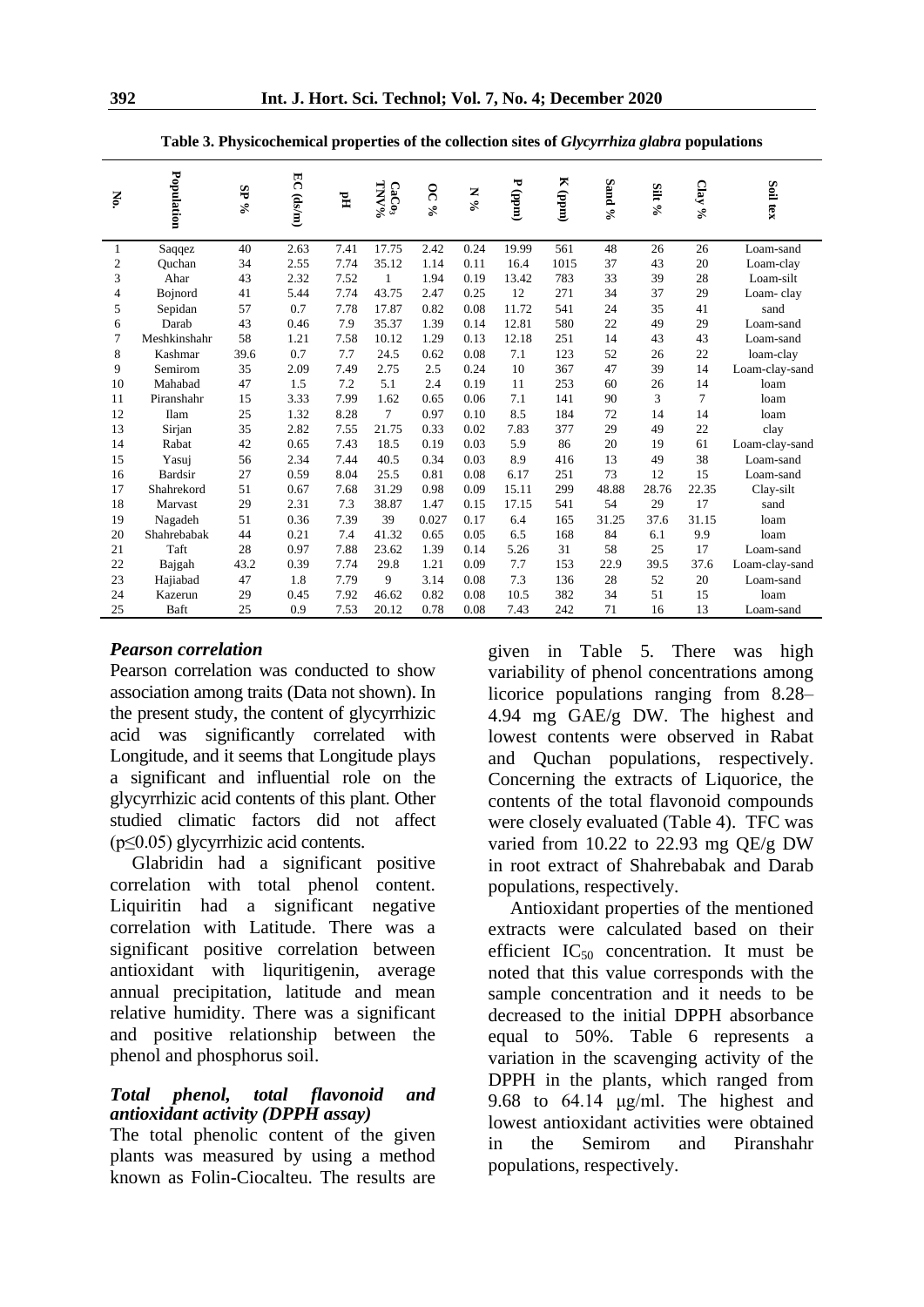**Table 3. Physicochemical properties of the collection sites of *Glycyrrhiza glabra* populations**

| No. | Population | SP % | EC (ds/m) | pH | $CaCO_3$ TNV% | OC % | N % | P (ppm) | K (ppm) | Sand % | Silt % | Clay % | Soil tex |
|---|---|---|---|---|---|---|---|---|---|---|---|---|---|
| 1 | Saqqez | 40 | 2.63 | 7.41 | 17.75 | 2.42 | 0.24 | 19.99 | 561 | 48 | 26 | 26 | Loam-sand |
| 2 | Quchan | 34 | 2.55 | 7.74 | 35.12 | 1.14 | 0.11 | 16.4 | 1015 | 37 | 43 | 20 | Loam-clay |
| 3 | Ahar | 43 | 2.32 | 7.52 | 1 | 1.94 | 0.19 | 13.42 | 783 | 33 | 39 | 28 | Loam-silt |
| 4 | Bojnord | 41 | 5.44 | 7.74 | 43.75 | 2.47 | 0.25 | 12 | 271 | 34 | 37 | 29 | Loam- clay |
| 5 | Sepidan | 57 | 0.7 | 7.78 | 17.87 | 0.82 | 0.08 | 11.72 | 541 | 24 | 35 | 41 | sand |
| 6 | Darab | 43 | 0.46 | 7.9 | 35.37 | 1.39 | 0.14 | 12.81 | 580 | 22 | 49 | 29 | Loam-sand |
| 7 | Meshkinshahr | 58 | 1.21 | 7.58 | 10.12 | 1.29 | 0.13 | 12.18 | 251 | 14 | 43 | 43 | Loam-sand |
| 8 | Kashmar | 39.6 | 0.7 | 7.7 | 24.5 | 0.62 | 0.08 | 7.1 | 123 | 52 | 26 | 22 | loam-clay |
| 9 | Semirom | 35 | 2.09 | 7.49 | 2.75 | 2.5 | 0.24 | 10 | 367 | 47 | 39 | 14 | Loam-clay-sand |
| 10 | Mahabad | 47 | 1.5 | 7.2 | 5.1 | 2.4 | 0.19 | 11 | 253 | 60 | 26 | 14 | loam |
| 11 | Piranshahr | 15 | 3.33 | 7.99 | 1.62 | 0.65 | 0.06 | 7.1 | 141 | 90 | 3 | 7 | loam |
| 12 | Ilam | 25 | 1.32 | 8.28 | 7 | 0.97 | 0.10 | 8.5 | 184 | 72 | 14 | 14 | loam |
| 13 | Sirjan | 35 | 2.82 | 7.55 | 21.75 | 0.33 | 0.02 | 7.83 | 377 | 29 | 49 | 22 | clay |
| 14 | Rabat | 42 | 0.65 | 7.43 | 18.5 | 0.19 | 0.03 | 5.9 | 86 | 20 | 19 | 61 | Loam-clay-sand |
| 15 | Yasuj | 56 | 2.34 | 7.44 | 40.5 | 0.34 | 0.03 | 8.9 | 416 | 13 | 49 | 38 | Loam-sand |
| 16 | Bardsir | 27 | 0.59 | 8.04 | 25.5 | 0.81 | 0.08 | 6.17 | 251 | 73 | 12 | 15 | Loam-sand |
| 17 | Shahrekord | 51 | 0.67 | 7.68 | 31.29 | 0.98 | 0.09 | 15.11 | 299 | 48.88 | 28.76 | 22.35 | Clay-silt |
| 18 | Marvast | 29 | 2.31 | 7.3 | 38.87 | 1.47 | 0.15 | 17.15 | 541 | 54 | 29 | 17 | sand |
| 19 | Nagadeh | 51 | 0.36 | 7.39 | 39 | 0.027 | 0.17 | 6.4 | 165 | 31.25 | 37.6 | 31.15 | loam |
| 20 | Shahrebabak | 44 | 0.21 | 7.4 | 41.32 | 0.65 | 0.05 | 6.5 | 168 | 84 | 6.1 | 9.9 | loam |
| 21 | Taft | 28 | 0.97 | 7.88 | 23.62 | 1.39 | 0.14 | 5.26 | 31 | 58 | 25 | 17 | Loam-sand |
| 22 | Bajgah | 43.2 | 0.39 | 7.74 | 29.8 | 1.21 | 0.09 | 7.7 | 153 | 22.9 | 39.5 | 37.6 | Loam-clay-sand |
| 23 | Hajiabad | 47 | 1.8 | 7.79 | 9 | 3.14 | 0.08 | 7.3 | 136 | 28 | 52 | 20 | Loam-sand |
| 24 | Kazerun | 29 | 0.45 | 7.92 | 46.62 | 0.82 | 0.08 | 10.5 | 382 | 34 | 51 | 15 | loam |
| 25 | Baft | 25 | 0.9 | 7.53 | 20.12 | 0.78 | 0.08 | 7.43 | 242 | 71 | 16 | 13 | Loam-sand |

### *Pearson correlation*

Pearson correlation was conducted to show association among traits (Data not shown). In the present study, the content of glycyrrhizic acid was significantly correlated with Longitude, and it seems that Longitude plays a significant and influential role on the glycyrrhizic acid contents of this plant. Other studied climatic factors did not affect ($p \leq 0.05$) glycyrrhizic acid contents.

Glabridin had a significant positive correlation with total phenol content. Liquiritin had a significant negative correlation with Latitude. There was a significant positive correlation between antioxidant with liquritigenin, average annual precipitation, latitude and mean relative humidity. There was a significant and positive relationship between the phenol and phosphorus soil.

### *Total phenol, total flavonoid and antioxidant activity (DPPH assay)*

The total phenolic content of the given plants was measured by using a method known as Folin-Ciocalteu. The results are given in Table 5. There was high variability of phenol concentrations among licorice populations ranging from 8.28–4.94 mg GAE/g DW. The highest and lowest contents were observed in Rabat and Quchan populations, respectively. Concerning the extracts of Liquorice, the contents of the total flavonoid compounds were closely evaluated (Table 4). TFC was varied from 10.22 to 22.93 mg QE/g DW in root extract of Shahrebabak and Darab populations, respectively.

Antioxidant properties of the mentioned extracts were calculated based on their efficient $IC_{50}$ concentration. It must be noted that this value corresponds with the sample concentration and it needs to be decreased to the initial DPPH absorbance equal to 50%. Table 6 represents a variation in the scavenging activity of the DPPH in the plants, which ranged from 9.68 to 64.14 μg/ml. The highest and lowest antioxidant activities were obtained in the Semirom and Piranshahr populations, respectively.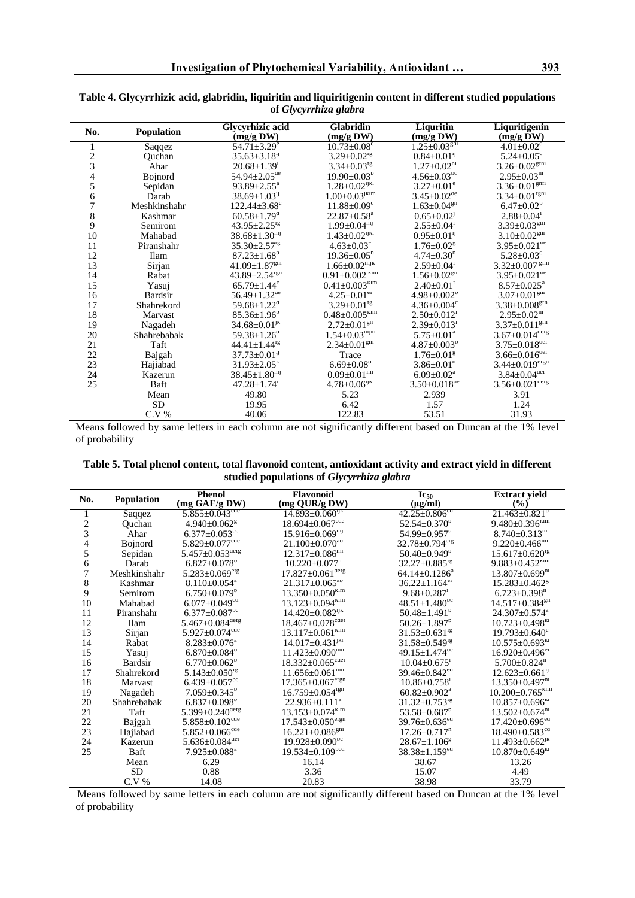**Table 4. Glycyrrhizic acid, glabridin, liquiritin and liquiritigenin content in different studied populations of *Glycyrrhiza glabra***

| No. | Population | Glycyrrhizic acid (mg/g DW) | Glabridin (mg/g DW) | Liquritin (mg/g DW) | Liquritigenin (mg/g DW) |
|---|---|---|---|---|---|
| 1 | Saqqez | 54.71±3.29$^{e}$ | 10.73±0.08$^{c}$ | 1.25±0.03$^{ghi}$ | 4.01±0.02$^{d}$ |
| 2 | Quchan | 35.63±3.18$^{ij}$ | 3.29±0.02$^{fg}$ | 0.84±0.01$^{ij}$ | 5.24±0.05$^{c}$ |
| 3 | Ahar | 20.68±1.39$^{l}$ | 3.34±0.03$^{fg}$ | 1.27±0.02$^{hi}$ | 3.26±0.02$^{ghi}$ |
| 4 | Bojnord | 54.94±2.05$^{de}$ | 19.90±0.03$^{b}$ | 4.56±0.03$^{bc}$ | 2.95±0.03$^{hi}$ |
| 5 | Sepidan | 93.89±2.55$^{a}$ | 1.28±0.02$^{ijkl}$ | 3.27±0.01$^{e}$ | 3.36±0.01$^{ghi}$ |
| 6 | Darab | 38.69±1.03$^{ij}$ | 1.00±0.03$^{jklm}$ | 3.45±0.02$^{de}$ | 3.34±0.01$^{fghi}$ |
| 7 | Meshkinshahr | 122.44±3.68$^{c}$ | 11.88±0.09$^{c}$ | 1.63±0.04$^{gh}$ | 6.47±0.02$^{b}$ |
| 8 | Kashmar | 60.58±1.79$^{d}$ | 22.87±0.58$^{a}$ | 0.65±0.02$^{j}$ | 2.88±0.04$^{i}$ |
| 9 | Semirom | 43.95±2.25$^{fg}$ | 1.99±0.04$^{hij}$ | 2.55±0.04$^{f}$ | 3.39±0.03$^{ghi}$ |
| 10 | Mahabad | 38.68±1.30$^{hij}$ | 1.43±0.02$^{ijkl}$ | 0.95±0.01$^{ij}$ | 3.10±0.02$^{ghi}$ |
| 11 | Piranshahr | 35.30±2.57$^{fg}$ | 4.63±0.03$^{e}$ | 1.76±0.02$^{g}$ | 3.95±0.021$^{de}$ |
| 12 | Ilam | 87.23±1.68$^{b}$ | 19.36±0.05$^{b}$ | 4.74±0.30$^{b}$ | 5.28±0.03$^{c}$ |
| 13 | Sirjan | 41.09±1.87$^{ghi}$ | 1.66±0.02$^{hijk}$ | 2.59±0.04$^{f}$ | 3.32±0.007$^{ghi}$ |
| 14 | Rabat | 43.89±2.54$^{fgh}$ | 0.91±0.002$^{klm}$ | 1.56±0.02$^{gh}$ | 3.95±0.021$^{de}$ |
| 15 | Yasuj | 65.79±1.44$^{c}$ | 0.41±0.003$^{klm}$ | 2.40±0.01$^{f}$ | 8.57±0.025$^{a}$ |
| 16 | Bardsir | 56.49±1.32$^{de}$ | 4.25±0.01$^{ef}$ | 4.98±0.002$^{b}$ | 3.07±0.01$^{ghi}$ |
| 17 | Shahrekord | 59.68±1.22$^{d}$ | 3.29±0.01$^{fg}$ | 4.36±0.004$^{c}$ | 3.38±0.008$^{ghi}$ |
| 18 | Marvast | 85.36±1.96$^{b}$ | 0.48±0.005$^{klm}$ | 2.50±0.012$^{f}$ | 2.95±0.02$^{hi}$ |
| 19 | Nagadeh | 34.68±0.01$^{jk}$ | 2.72±0.01$^{gh}$ | 2.39±0.013$^{f}$ | 3.37±0.011$^{ghi}$ |
| 20 | Shahrebabak | 59.38±1.26$^{d}$ | 1.54±0.03$^{hijkl}$ | 5.75±0.01$^{a}$ | 3.67±0.014$^{defg}$ |
| 21 | Taft | 44.41±1.44$^{fg}$ | 2.34±0.01$^{ghi}$ | 4.87±0.003$^{b}$ | 3.75±0.018$^{def}$ |
| 22 | Bajgah | 37.73±0.01$^{ij}$ | Trace | 1.76±0.01$^{g}$ | 3.66±0.016$^{def}$ |
| 23 | Hajiabad | 31.93±2.05$^{k}$ | 6.69±0.08$^{d}$ | 3.86±0.01$^{d}$ | 3.44±0.019$^{efgh}$ |
| 24 | Kazerun | 38.45±1.80$^{hij}$ | 0.09±0.01$^{lm}$ | 6.09±0.02$^{a}$ | 3.84±0.04$^{def}$ |
| 25 | Baft | 47.28±1.74$^{f}$ | 4.78±0.06$^{ijkl}$ | 3.50±0.018$^{de}$ | 3.56±0.021$^{defg}$ |
| | Mean | 49.80 | 5.23 | 2.939 | 3.91 |
| | SD | 19.95 | 6.42 | 1.57 | 1.24 |
| | C.V % | 40.06 | 122.83 | 53.51 | 31.93 |

Means followed by same letters in each column are not significantly different based on Duncan at the 1% level of probability

**Table 5. Total phenol content, total flavonoid content, antioxidant activity and extract yield in different studied populations of *Glycyrrhiza glabra***

| No. | Population | Phenol (mg GAE/g DW) | Flavonoid (mg QUR/g DW) | $Ic_{50}$ (μg/ml) | Extract yield (%) |
|---|---|---|---|---|---|
| 1 | Saqqez | 5.855±0.043$^{cde}$ | 14.893±0.060$^{ijk}$ | 42.25±0.806$^{cd}$ | 21.463±0.821$^{b}$ |
| 2 | Quchan | 4.940±0.062$^{g}$ | 18.694±0.067$^{cde}$ | 52.54±0.370$^{b}$ | 9.480±0.396$^{klm}$ |
| 3 | Ahar | 6.377±0.053$^{bc}$ | 15.916±0.069$^{hij}$ | 54.99±0.957$^{b}$ | 8.740±0.313$^{m}$ |
| 4 | Bojnord | 5.829±0.077$^{cde}$ | 21.100±0.070$^{ab}$ | 32.78±0.794$^{efg}$ | 9.220±0.466$^{lm}$ |
| 5 | Sepidan | 5.457±0.053$^{defg}$ | 12.317±0.086$^{mn}$ | 50.40±0.949$^{b}$ | 15.617±0.620$^{fg}$ |
| 6 | Darab | 6.827±0.078$^{b}$ | 10.220±0.077$^{n}$ | 32.27±0.885$^{fg}$ | 9.883±0.452$^{klm}$ |
| 7 | Meshkinshahr | 5.283±0.069$^{efg}$ | 17.827±0.061$^{defg}$ | 64.14±0.1286$^{a}$ | 13.807±0.699$^{hi}$ |
| 8 | Kashmar | 8.110±0.054$^{a}$ | 21.317±0.065$^{ab}$ | 36.22±1.164$^{ef}$ | 15.283±0.462$^{g}$ |
| 9 | Semirom | 6.750±0.079$^{b}$ | 13.350±0.050$^{klm}$ | 9.68±0.287$^{i}$ | 6.723±0.398$^{n}$ |
| 10 | Mahabad | 6.077±0.049$^{cd}$ | 13.123±0.094$^{klm}$ | 48.51±1.480$^{bc}$ | 14.517±0.384$^{gh}$ |
| 11 | Piranshahr | 6.377±0.087$^{bc}$ | 14.420±0.082$^{ijk}$ | 50.48±1.491$^{b}$ | 24.307±0.574$^{a}$ |
| 12 | Ilam | 5.467±0.084$^{defg}$ | 18.467±0.078$^{cdef}$ | 50.26±1.897$^{b}$ | 10.723±0.498$^{kl}$ |
| 13 | Sirjan | 5.927±0.074$^{cde}$ | 13.117±0.061$^{klm}$ | 31.53±0.631$^{fg}$ | 19.793±0.640$^{c}$ |
| 14 | Rabat | 8.283±0.076$^{a}$ | 14.017±0.431$^{jkl}$ | 31.58±0.549$^{fg}$ | 10.575±0.693$^{kl}$ |
| 15 | Yasuj | 6.870±0.084$^{b}$ | 11.423±0.090$^{mn}$ | 49.15±1.474$^{bc}$ | 16.920±0.496$^{ef}$ |
| 16 | Bardsir | 6.770±0.062$^{b}$ | 18.332±0.065$^{cdef}$ | 10.04±0.675$^{i}$ | 5.700±0.824$^{n}$ |
| 17 | Shahrekord | 5.143±0.050$^{fg}$ | 11.656±0.061$^{mn}$ | 39.46±0.842$^{de}$ | 12.623±0.661$^{ij}$ |
| 18 | Marvast | 6.439±0.057$^{bc}$ | 17.365±0.067$^{efgh}$ | 10.86±0.758$^{i}$ | 13.350±0.497$^{hi}$ |
| 19 | Nagadeh | 7.059±0.345$^{b}$ | 16.759±0.054$^{fgh}$ | 60.82±0.902$^{a}$ | 10.200±0.765$^{klm}$ |
| 20 | Shahrebabak | 6.837±0.098$^{b}$ | 22.936±0.111$^{a}$ | 31.32±0.753$^{fg}$ | 10.857±0.696$^{kl}$ |
| 21 | Taft | 5.399±0.240$^{defg}$ | 13.153±0.074$^{klm}$ | 53.58±0.687$^{b}$ | 13.502±0.674$^{hi}$ |
| 22 | Bajgah | 5.858±0.102$^{cde}$ | 17.543±0.050$^{efgh}$ | 39.76±0.636$^{de}$ | 17.420±0.696$^{de}$ |
| 23 | Hajiabad | 5.852±0.066$^{cde}$ | 16.221±0.086$^{ghi}$ | 17.26±0.717$^{h}$ | 18.490±0.583$^{cd}$ |
| 24 | Kazerun | 5.636±0.084$^{def}$ | 19.928±0.090$^{bc}$ | 28.67±1.106$^{g}$ | 11.493±0.662$^{jk}$ |
| 25 | Baft | 7.925±0.088$^{a}$ | 19.534±0.109$^{bcd}$ | 38.38±1.159$^{ed}$ | 10.870±0.649$^{kl}$ |
| | Mean | 6.29 | 16.14 | 38.67 | 13.26 |
| | SD | 0.88 | 3.36 | 15.07 | 4.49 |
| | C.V % | 14.08 | 20.83 | 38.98 | 33.79 |

Means followed by same letters in each column are not significantly different based on Duncan at the 1% level of probability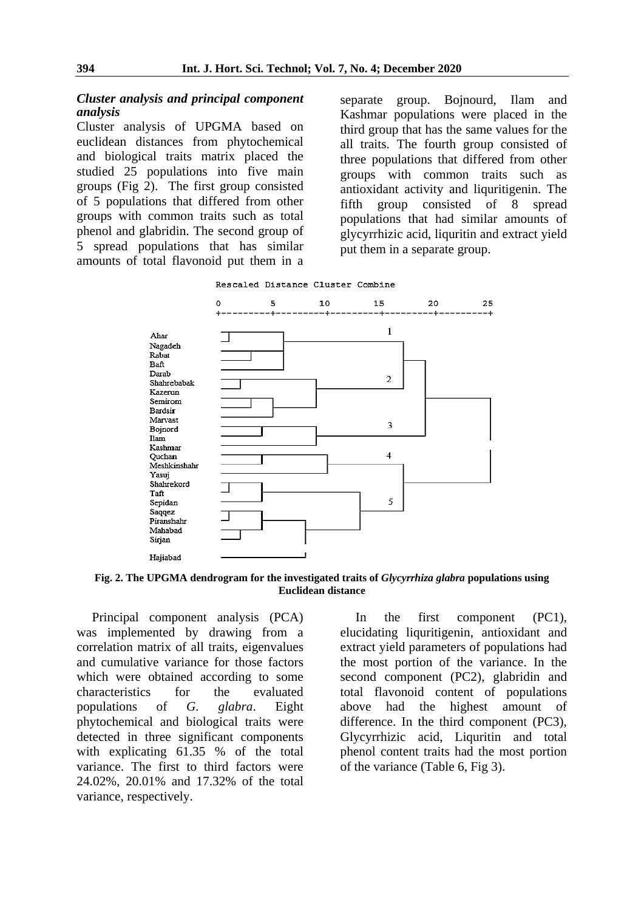### *Cluster analysis and principal component analysis*

Cluster analysis of UPGMA based on euclidean distances from phytochemical and biological traits matrix placed the studied 25 populations into five main groups (Fig 2). The first group consisted of 5 populations that differed from other groups with common traits such as total phenol and glabridin. The second group of 5 spread populations that has similar amounts of total flavonoid put them in a separate group. Bojnourd, Ilam and Kashmar populations were placed in the third group that has the same values for the all traits. The fourth group consisted of three populations that differed from other groups with common traits such as antioxidant activity and liquritigenin. The fifth group consisted of 8 spread populations that had similar amounts of glycyrrhizic acid, liquritin and extract yield put them in a separate group.

```
Rescaled Distance Cluster Combine

0         5         10        15        20        25
+---------+---------+---------+---------+---------+
```

Ahar, Nagadeh, Rabat, Baft, Darab (1); Shahrebabak, Kazerun, Semirom, Bardsir, Marvast (2); Bojnord, Ilam, Kashmar (3); Quchan, Meshkinshahr, Yasuj (4); Shahrekord, Taft, Sepidan, Saqqez, Piranshahr, Mahabad, Sirjan, Hajiabad (5)

**Fig. 2. The UPGMA dendrogram for the investigated traits of *Glycyrrhiza glabra* populations using Euclidean distance**

Principal component analysis (PCA) was implemented by drawing from a correlation matrix of all traits, eigenvalues and cumulative variance for those factors which were obtained according to some characteristics for the evaluated populations of *G. glabra*. Eight phytochemical and biological traits were detected in three significant components with explicating 61.35 % of the total variance. The first to third factors were 24.02%, 20.01% and 17.32% of the total variance, respectively.

In the first component (PC1), elucidating liquritigenin, antioxidant and extract yield parameters of populations had the most portion of the variance. In the second component (PC2), glabridin and total flavonoid content of populations above had the highest amount of difference. In the third component (PC3), Glycyrrhizic acid, Liquritin and total phenol content traits had the most portion of the variance (Table 6, Fig 3).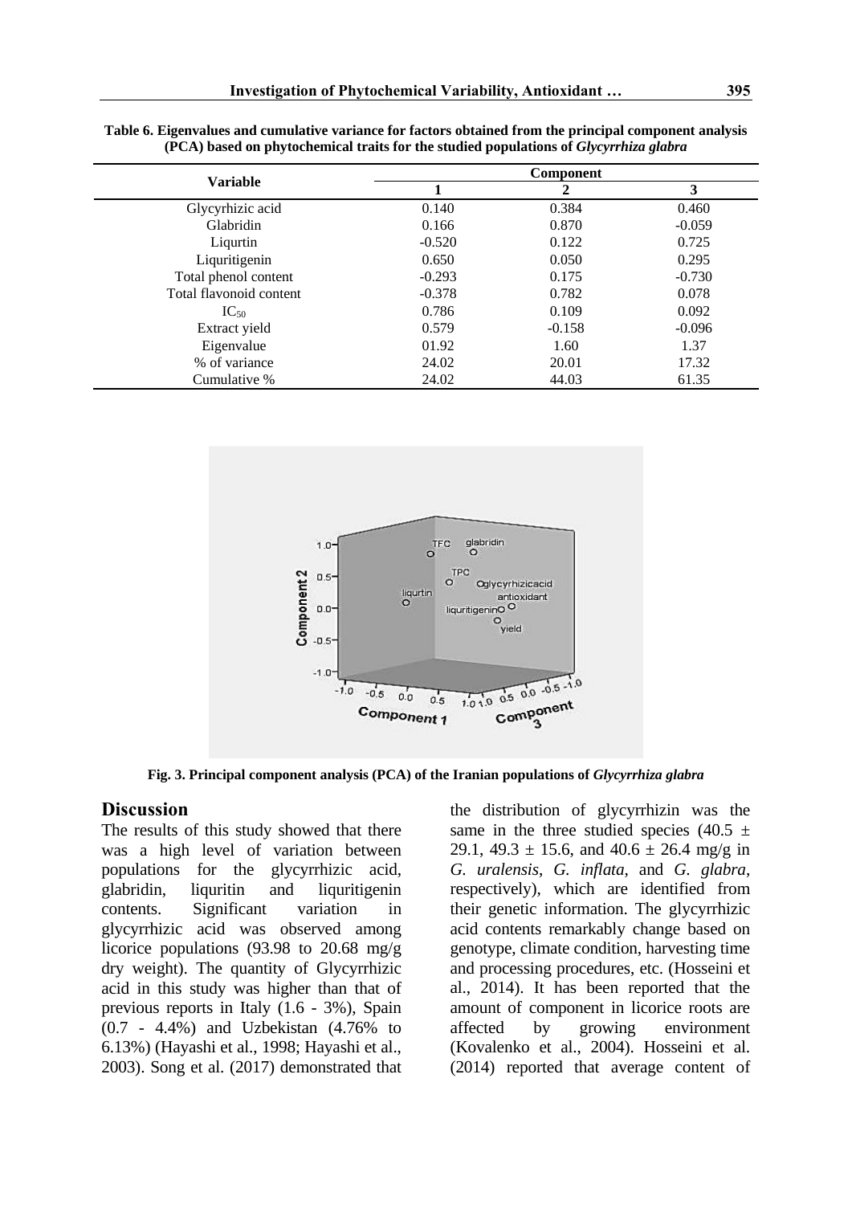**Table 6. Eigenvalues and cumulative variance for factors obtained from the principal component analysis (PCA) based on phytochemical traits for the studied populations of *Glycyrrhiza glabra***

| Variable | Component | | |
|---|---|---|---|
| | 1 | 2 | 3 |
| Glycyrhizic acid | 0.140 | 0.384 | 0.460 |
| Glabridin | 0.166 | 0.870 | -0.059 |
| Liqurtin | -0.520 | 0.122 | 0.725 |
| Liquritigenin | 0.650 | 0.050 | 0.295 |
| Total phenol content | -0.293 | 0.175 | -0.730 |
| Total flavonoid content | -0.378 | 0.782 | 0.078 |
| $IC_{50}$ | 0.786 | 0.109 | 0.092 |
| Extract yield | 0.579 | -0.158 | -0.096 |
| Eigenvalue | 01.92 | 1.60 | 1.37 |
| % of variance | 24.02 | 20.01 | 17.32 |
| Cumulative % | 24.02 | 44.03 | 61.35 |

**Fig. 3. Principal component analysis (PCA) of the Iranian populations of *Glycyrrhiza glabra***

## Discussion

The results of this study showed that there was a high level of variation between populations for the glycyrrhizic acid, glabridin, liquritin and liquritigenin contents. Significant variation in glycyrrhizic acid was observed among licorice populations (93.98 to 20.68 mg/g dry weight). The quantity of Glycyrrhizic acid in this study was higher than that of previous reports in Italy (1.6 - 3%), Spain (0.7 - 4.4%) and Uzbekistan (4.76% to 6.13%) (Hayashi et al., 1998; Hayashi et al., 2003). Song et al. (2017) demonstrated that the distribution of glycyrrhizin was the same in the three studied species (40.5 ± 29.1, 49.3 ± 15.6, and 40.6 ± 26.4 mg/g in *G. uralensis*, *G. inflata*, and *G. glabra*, respectively), which are identified from their genetic information. The glycyrrhizic acid contents remarkably change based on genotype, climate condition, harvesting time and processing procedures, etc. (Hosseini et al., 2014). It has been reported that the amount of component in licorice roots are affected by growing environment (Kovalenko et al., 2004). Hosseini et al. (2014) reported that average content of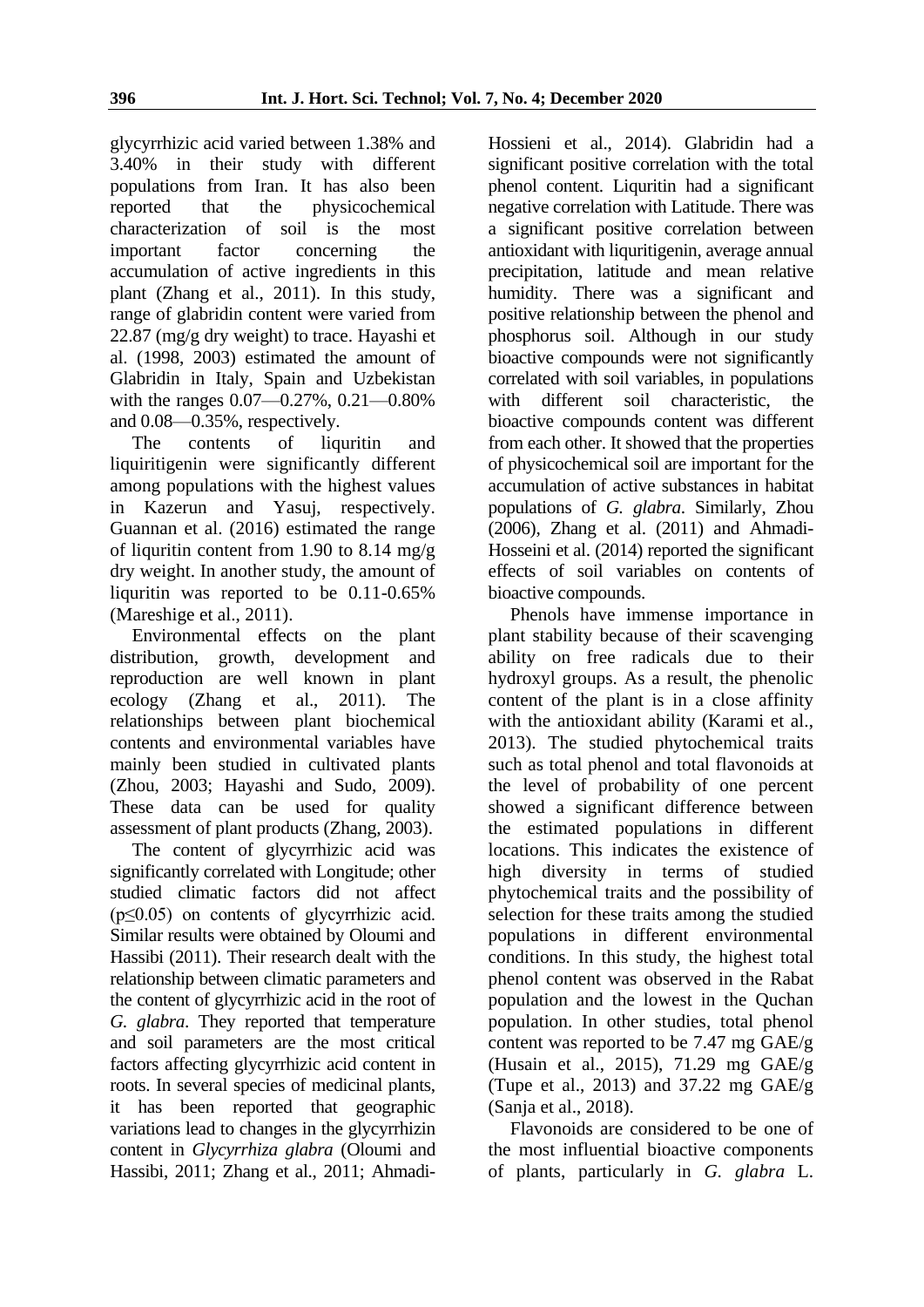glycyrrhizic acid varied between 1.38% and 3.40% in their study with different populations from Iran. It has also been reported that the physicochemical characterization of soil is the most important factor concerning the accumulation of active ingredients in this plant (Zhang et al., 2011). In this study, range of glabridin content were varied from 22.87 (mg/g dry weight) to trace. Hayashi et al. (1998, 2003) estimated the amount of Glabridin in Italy, Spain and Uzbekistan with the ranges 0.07—0.27%, 0.21—0.80% and 0.08—0.35%, respectively.

The contents of liquritin and liquiritigenin were significantly different among populations with the highest values in Kazerun and Yasuj, respectively. Guannan et al. (2016) estimated the range of liquritin content from 1.90 to 8.14 mg/g dry weight. In another study, the amount of liquritin was reported to be 0.11-0.65% (Mareshige et al., 2011).

Environmental effects on the plant distribution, growth, development and reproduction are well known in plant ecology (Zhang et al., 2011). The relationships between plant biochemical contents and environmental variables have mainly been studied in cultivated plants (Zhou, 2003; Hayashi and Sudo, 2009). These data can be used for quality assessment of plant products (Zhang, 2003).

The content of glycyrrhizic acid was significantly correlated with Longitude; other studied climatic factors did not affect ($p \leq 0.05$) on contents of glycyrrhizic acid. Similar results were obtained by Oloumi and Hassibi (2011). Their research dealt with the relationship between climatic parameters and the content of glycyrrhizic acid in the root of *G. glabra*. They reported that temperature and soil parameters are the most critical factors affecting glycyrrhizic acid content in roots. In several species of medicinal plants, it has been reported that geographic variations lead to changes in the glycyrrhizin content in *Glycyrrhiza glabra* (Oloumi and Hassibi, 2011; Zhang et al., 2011; Ahmadi-Hossieni et al., 2014). Glabridin had a significant positive correlation with the total phenol content. Liquritin had a significant negative correlation with Latitude. There was a significant positive correlation between antioxidant with liquritigenin, average annual precipitation, latitude and mean relative humidity. There was a significant and positive relationship between the phenol and phosphorus soil. Although in our study bioactive compounds were not significantly correlated with soil variables, in populations with different soil characteristic, the bioactive compounds content was different from each other. It showed that the properties of physicochemical soil are important for the accumulation of active substances in habitat populations of *G. glabra*. Similarly, Zhou (2006), Zhang et al. (2011) and Ahmadi-Hosseini et al. (2014) reported the significant effects of soil variables on contents of bioactive compounds.

Phenols have immense importance in plant stability because of their scavenging ability on free radicals due to their hydroxyl groups. As a result, the phenolic content of the plant is in a close affinity with the antioxidant ability (Karami et al., 2013). The studied phytochemical traits such as total phenol and total flavonoids at the level of probability of one percent showed a significant difference between the estimated populations in different locations. This indicates the existence of high diversity in terms of studied phytochemical traits and the possibility of selection for these traits among the studied populations in different environmental conditions. In this study, the highest total phenol content was observed in the Rabat population and the lowest in the Quchan population. In other studies, total phenol content was reported to be 7.47 mg GAE/g (Husain et al., 2015), 71.29 mg GAE/g (Tupe et al., 2013) and 37.22 mg GAE/g (Sanja et al., 2018).

Flavonoids are considered to be one of the most influential bioactive components of plants, particularly in *G. glabra* L.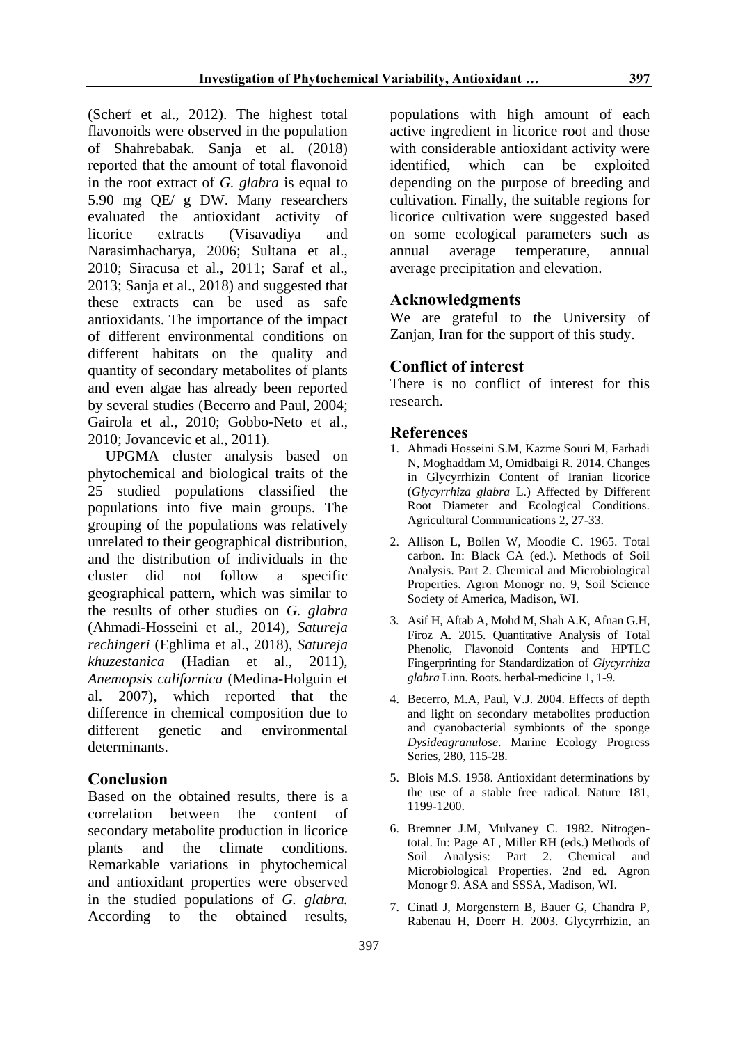(Scherf et al., 2012). The highest total flavonoids were observed in the population of Shahrebabak. Sanja et al. (2018) reported that the amount of total flavonoid in the root extract of *G. glabra* is equal to 5.90 mg QE/ g DW. Many researchers evaluated the antioxidant activity of licorice extracts (Visavadiya and Narasimhacharya, 2006; Sultana et al., 2010; Siracusa et al., 2011; Saraf et al., 2013; Sanja et al., 2018) and suggested that these extracts can be used as safe antioxidants. The importance of the impact of different environmental conditions on different habitats on the quality and quantity of secondary metabolites of plants and even algae has already been reported by several studies (Becerro and Paul, 2004; Gairola et al., 2010; Gobbo-Neto et al., 2010; Jovancevic et al., 2011).

UPGMA cluster analysis based on phytochemical and biological traits of the 25 studied populations classified the populations into five main groups. The grouping of the populations was relatively unrelated to their geographical distribution, and the distribution of individuals in the cluster did not follow a specific geographical pattern, which was similar to the results of other studies on *G. glabra* (Ahmadi-Hosseini et al., 2014), *Satureja rechingeri* (Eghlima et al., 2018), *Satureja khuzestanica* (Hadian et al., 2011), *Anemopsis californica* (Medina-Holguin et al. 2007), which reported that the difference in chemical composition due to different genetic and environmental determinants.

## Conclusion

Based on the obtained results, there is a correlation between the content of secondary metabolite production in licorice plants and the climate conditions. Remarkable variations in phytochemical and antioxidant properties were observed in the studied populations of *G. glabra.* According to the obtained results, populations with high amount of each active ingredient in licorice root and those with considerable antioxidant activity were identified, which can be exploited depending on the purpose of breeding and cultivation. Finally, the suitable regions for licorice cultivation were suggested based on some ecological parameters such as annual average temperature, annual average precipitation and elevation.

## Acknowledgments

We are grateful to the University of Zanjan, Iran for the support of this study.

## Conflict of interest

There is no conflict of interest for this research.

## References

1. Ahmadi Hosseini S.M, Kazme Souri M, Farhadi N, Moghaddam M, Omidbaigi R. 2014. Changes in Glycyrrhizin Content of Iranian licorice (*Glycyrrhiza glabra* L.) Affected by Different Root Diameter and Ecological Conditions. Agricultural Communications 2, 27-33.
2. Allison L, Bollen W, Moodie C. 1965. Total carbon. In: Black CA (ed.). Methods of Soil Analysis. Part 2. Chemical and Microbiological Properties. Agron Monogr no. 9, Soil Science Society of America, Madison, WI.
3. Asif H, Aftab A, Mohd M, Shah A.K, Afnan G.H, Firoz A. 2015. Quantitative Analysis of Total Phenolic, Flavonoid Contents and HPTLC Fingerprinting for Standardization of *Glycyrrhiza glabra* Linn. Roots. herbal-medicine 1, 1-9.
4. Becerro, M.A, Paul, V.J. 2004. Effects of depth and light on secondary metabolites production and cyanobacterial symbionts of the sponge *Dysideagranulose*. Marine Ecology Progress Series, 280, 115-28.
5. Blois M.S. 1958. Antioxidant determinations by the use of a stable free radical. Nature 181, 1199-1200.
6. Bremner J.M, Mulvaney C. 1982. Nitrogen-total. In: Page AL, Miller RH (eds.) Methods of Soil Analysis: Part 2. Chemical and Microbiological Properties. 2nd ed. Agron Monogr 9. ASA and SSSA, Madison, WI.
7. Cinatl J, Morgenstern B, Bauer G, Chandra P, Rabenau H, Doerr H. 2003. Glycyrrhizin, an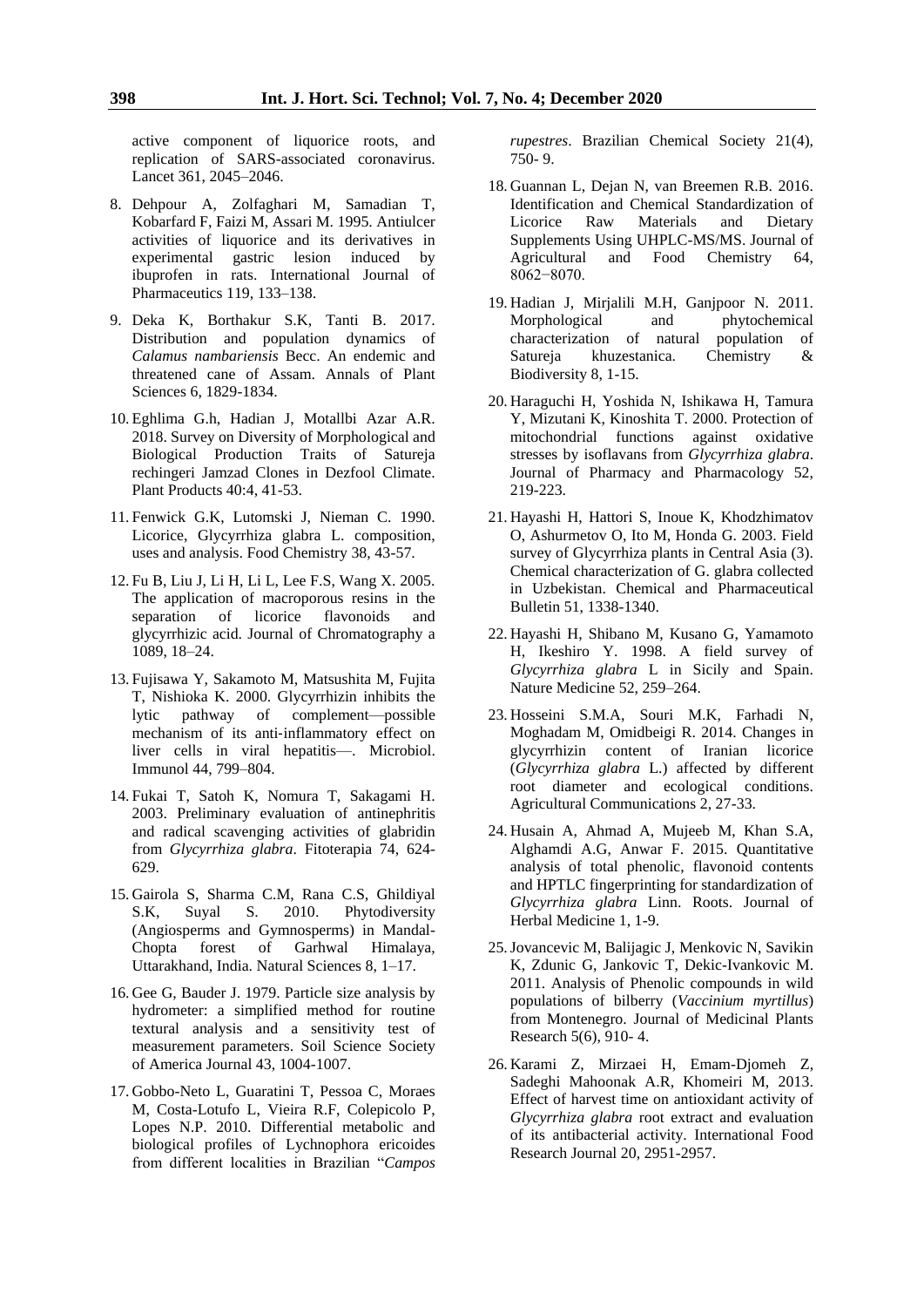active component of liquorice roots, and replication of SARS-associated coronavirus. Lancet 361, 2045–2046.

8. Dehpour A, Zolfaghari M, Samadian T, Kobarfard F, Faizi M, Assari M. 1995. Antiulcer activities of liquorice and its derivatives in experimental gastric lesion induced by ibuprofen in rats. International Journal of Pharmaceutics 119, 133–138.

9. Deka K, Borthakur S.K, Tanti B. 2017. Distribution and population dynamics of *Calamus nambariensis* Becc. An endemic and threatened cane of Assam. Annals of Plant Sciences 6, 1829-1834.

10. Eghlima G.h, Hadian J, Motallbi Azar A.R. 2018. Survey on Diversity of Morphological and Biological Production Traits of Satureja rechingeri Jamzad Clones in Dezfool Climate. Plant Products 40:4, 41-53.

11. Fenwick G.K, Lutomski J, Nieman C. 1990. Licorice, Glycyrrhiza glabra L. composition, uses and analysis. Food Chemistry 38, 43-57.

12. Fu B, Liu J, Li H, Li L, Lee F.S, Wang X. 2005. The application of macroporous resins in the separation of licorice flavonoids and glycyrrhizic acid. Journal of Chromatography a 1089, 18–24.

13. Fujisawa Y, Sakamoto M, Matsushita M, Fujita T, Nishioka K. 2000. Glycyrrhizin inhibits the lytic pathway of complement—possible mechanism of its anti-inflammatory effect on liver cells in viral hepatitis—. Microbiol. Immunol 44, 799–804.

14. Fukai T, Satoh K, Nomura T, Sakagami H. 2003. Preliminary evaluation of antinephritis and radical scavenging activities of glabridin from *Glycyrrhiza glabra*. Fitoterapia 74, 624-629.

15. Gairola S, Sharma C.M, Rana C.S, Ghildiyal S.K, Suyal S. 2010. Phytodiversity (Angiosperms and Gymnosperms) in Mandal-Chopta forest of Garhwal Himalaya, Uttarakhand, India. Natural Sciences 8, 1–17.

16. Gee G, Bauder J. 1979. Particle size analysis by hydrometer: a simplified method for routine textural analysis and a sensitivity test of measurement parameters. Soil Science Society of America Journal 43, 1004-1007.

17. Gobbo-Neto L, Guaratini T, Pessoa C, Moraes M, Costa-Lotufo L, Vieira R.F, Colepicolo P, Lopes N.P. 2010. Differential metabolic and biological profiles of Lychnophora ericoides from different localities in Brazilian "*Campos rupestres*. Brazilian Chemical Society 21(4), 750- 9.

18. Guannan L, Dejan N, van Breemen R.B. 2016. Identification and Chemical Standardization of Licorice Raw Materials and Dietary Supplements Using UHPLC-MS/MS. Journal of Agricultural and Food Chemistry 64, 8062−8070.

19. Hadian J, Mirjalili M.H, Ganjpoor N. 2011. Morphological and phytochemical characterization of natural population of Satureja khuzestanica. Chemistry & Biodiversity 8, 1-15.

20. Haraguchi H, Yoshida N, Ishikawa H, Tamura Y, Mizutani K, Kinoshita T. 2000. Protection of mitochondrial functions against oxidative stresses by isoflavans from *Glycyrrhiza glabra*. Journal of Pharmacy and Pharmacology 52, 219-223.

21. Hayashi H, Hattori S, Inoue K, Khodzhimatov O, Ashurmetov O, Ito M, Honda G. 2003. Field survey of Glycyrrhiza plants in Central Asia (3). Chemical characterization of G. glabra collected in Uzbekistan. Chemical and Pharmaceutical Bulletin 51, 1338-1340.

22. Hayashi H, Shibano M, Kusano G, Yamamoto H, Ikeshiro Y. 1998. A field survey of *Glycyrrhiza glabra* L in Sicily and Spain. Nature Medicine 52, 259–264.

23. Hosseini S.M.A, Souri M.K, Farhadi N, Moghadam M, Omidbeigi R. 2014. Changes in glycyrrhizin content of Iranian licorice (*Glycyrrhiza glabra* L.) affected by different root diameter and ecological conditions. Agricultural Communications 2, 27-33.

24. Husain A, Ahmad A, Mujeeb M, Khan S.A, Alghamdi A.G, Anwar F. 2015. Quantitative analysis of total phenolic, flavonoid contents and HPTLC fingerprinting for standardization of *Glycyrrhiza glabra* Linn. Roots. Journal of Herbal Medicine 1, 1-9.

25. Jovancevic M, Balijagic J, Menkovic N, Savikin K, Zdunic G, Jankovic T, Dekic-Ivankovic M. 2011. Analysis of Phenolic compounds in wild populations of bilberry (*Vaccinium myrtillus*) from Montenegro. Journal of Medicinal Plants Research 5(6), 910- 4.

26. Karami Z, Mirzaei H, Emam-Djomeh Z, Sadeghi Mahoonak A.R, Khomeiri M, 2013. Effect of harvest time on antioxidant activity of *Glycyrrhiza glabra* root extract and evaluation of its antibacterial activity. International Food Research Journal 20, 2951-2957.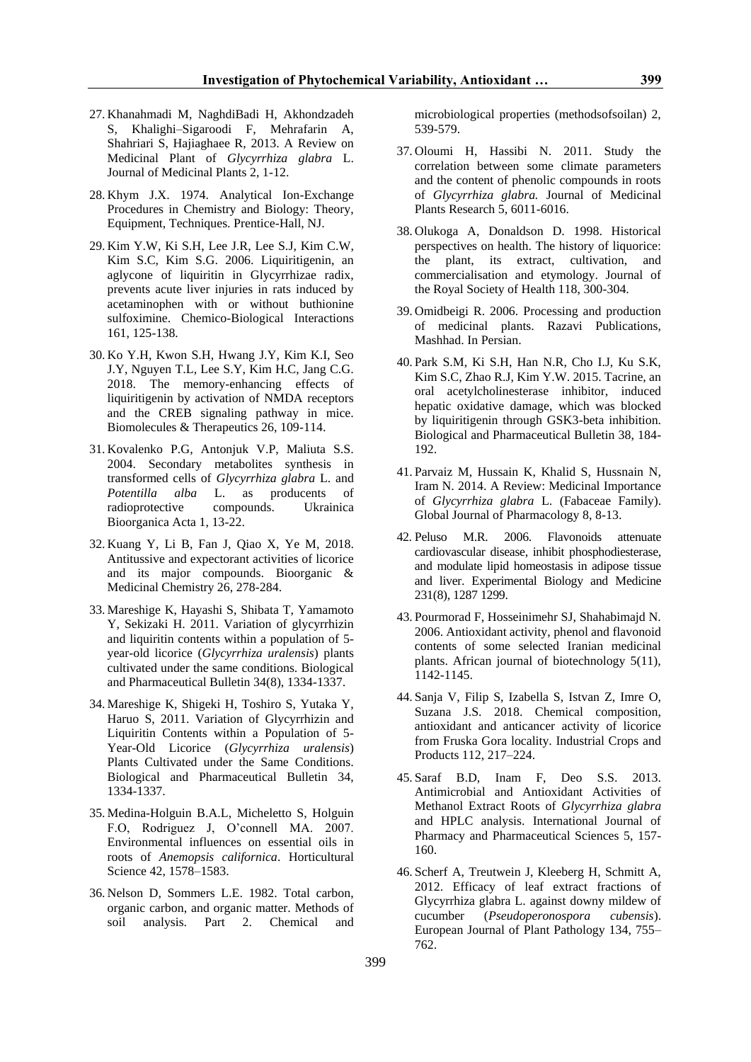27. Khanahmadi M, NaghdiBadi H, Akhondzadeh S, Khalighi–Sigaroodi F, Mehrafarin A, Shahriari S, Hajiaghaee R, 2013. A Review on Medicinal Plant of *Glycyrrhiza glabra* L. Journal of Medicinal Plants 2, 1-12.

28. Khym J.X. 1974. Analytical Ion-Exchange Procedures in Chemistry and Biology: Theory, Equipment, Techniques. Prentice-Hall, NJ.

29. Kim Y.W, Ki S.H, Lee J.R, Lee S.J, Kim C.W, Kim S.C, Kim S.G. 2006. Liquiritigenin, an aglycone of liquiritin in Glycyrrhizae radix, prevents acute liver injuries in rats induced by acetaminophen with or without buthionine sulfoximine. Chemico-Biological Interactions 161, 125-138.

30. Ko Y.H, Kwon S.H, Hwang J.Y, Kim K.I, Seo J.Y, Nguyen T.L, Lee S.Y, Kim H.C, Jang C.G. 2018. The memory-enhancing effects of liquiritigenin by activation of NMDA receptors and the CREB signaling pathway in mice. Biomolecules & Therapeutics 26, 109-114.

31. Kovalenko P.G, Antonjuk V.P, Maliuta S.S. 2004. Secondary metabolites synthesis in transformed cells of *Glycyrrhiza glabra* L. and *Potentilla alba* L. as producents of radioprotective compounds. Ukrainica Bioorganica Acta 1, 13-22.

32. Kuang Y, Li B, Fan J, Qiao X, Ye M, 2018. Antitussive and expectorant activities of licorice and its major compounds. Bioorganic & Medicinal Chemistry 26, 278-284.

33. Mareshige K, Hayashi S, Shibata T, Yamamoto Y, Sekizaki H. 2011. Variation of glycyrrhizin and liquiritin contents within a population of 5-year-old licorice (*Glycyrrhiza uralensis*) plants cultivated under the same conditions. Biological and Pharmaceutical Bulletin 34(8), 1334-1337.

34. Mareshige K, Shigeki H, Toshiro S, Yutaka Y, Haruo S, 2011. Variation of Glycyrrhizin and Liquiritin Contents within a Population of 5-Year-Old Licorice (*Glycyrrhiza uralensis*) Plants Cultivated under the Same Conditions. Biological and Pharmaceutical Bulletin 34, 1334-1337.

35. Medina-Holguin B.A.L, Micheletto S, Holguin F.O, Rodriguez J, O'connell MA. 2007. Environmental influences on essential oils in roots of *Anemopsis californica*. Horticultural Science 42, 1578–1583.

36. Nelson D, Sommers L.E. 1982. Total carbon, organic carbon, and organic matter. Methods of soil analysis. Part 2. Chemical and microbiological properties (methodsofsoilan) 2, 539-579.

37. Oloumi H, Hassibi N. 2011. Study the correlation between some climate parameters and the content of phenolic compounds in roots of *Glycyrrhiza glabra.* Journal of Medicinal Plants Research 5, 6011-6016.

38. Olukoga A, Donaldson D. 1998. Historical perspectives on health. The history of liquorice: the plant, its extract, cultivation, and commercialisation and etymology. Journal of the Royal Society of Health 118, 300-304.

39. Omidbeigi R. 2006. Processing and production of medicinal plants. Razavi Publications, Mashhad. In Persian.

40. Park S.M, Ki S.H, Han N.R, Cho I.J, Ku S.K, Kim S.C, Zhao R.J, Kim Y.W. 2015. Tacrine, an oral acetylcholinesterase inhibitor, induced hepatic oxidative damage, which was blocked by liquiritigenin through GSK3-beta inhibition. Biological and Pharmaceutical Bulletin 38, 184-192.

41. Parvaiz M, Hussain K, Khalid S, Hussnain N, Iram N. 2014. A Review: Medicinal Importance of *Glycyrrhiza glabra* L. (Fabaceae Family). Global Journal of Pharmacology 8, 8-13.

42. Peluso M.R. 2006. Flavonoids attenuate cardiovascular disease, inhibit phosphodiesterase, and modulate lipid homeostasis in adipose tissue and liver. Experimental Biology and Medicine 231(8), 1287 1299.

43. Pourmorad F, Hosseinimehr SJ, Shahabimajd N. 2006. Antioxidant activity, phenol and flavonoid contents of some selected Iranian medicinal plants. African journal of biotechnology 5(11), 1142-1145.

44. Sanja V, Filip S, Izabella S, Istvan Z, Imre O, Suzana J.S. 2018. Chemical composition, antioxidant and anticancer activity of licorice from Fruska Gora locality. Industrial Crops and Products 112, 217–224.

45. Saraf B.D, Inam F, Deo S.S. 2013. Antimicrobial and Antioxidant Activities of Methanol Extract Roots of *Glycyrrhiza glabra* and HPLC analysis. International Journal of Pharmacy and Pharmaceutical Sciences 5, 157-160.

46. Scherf A, Treutwein J, Kleeberg H, Schmitt A, 2012. Efficacy of leaf extract fractions of Glycyrrhiza glabra L. against downy mildew of cucumber (*Pseudoperonospora cubensis*). European Journal of Plant Pathology 134, 755–762.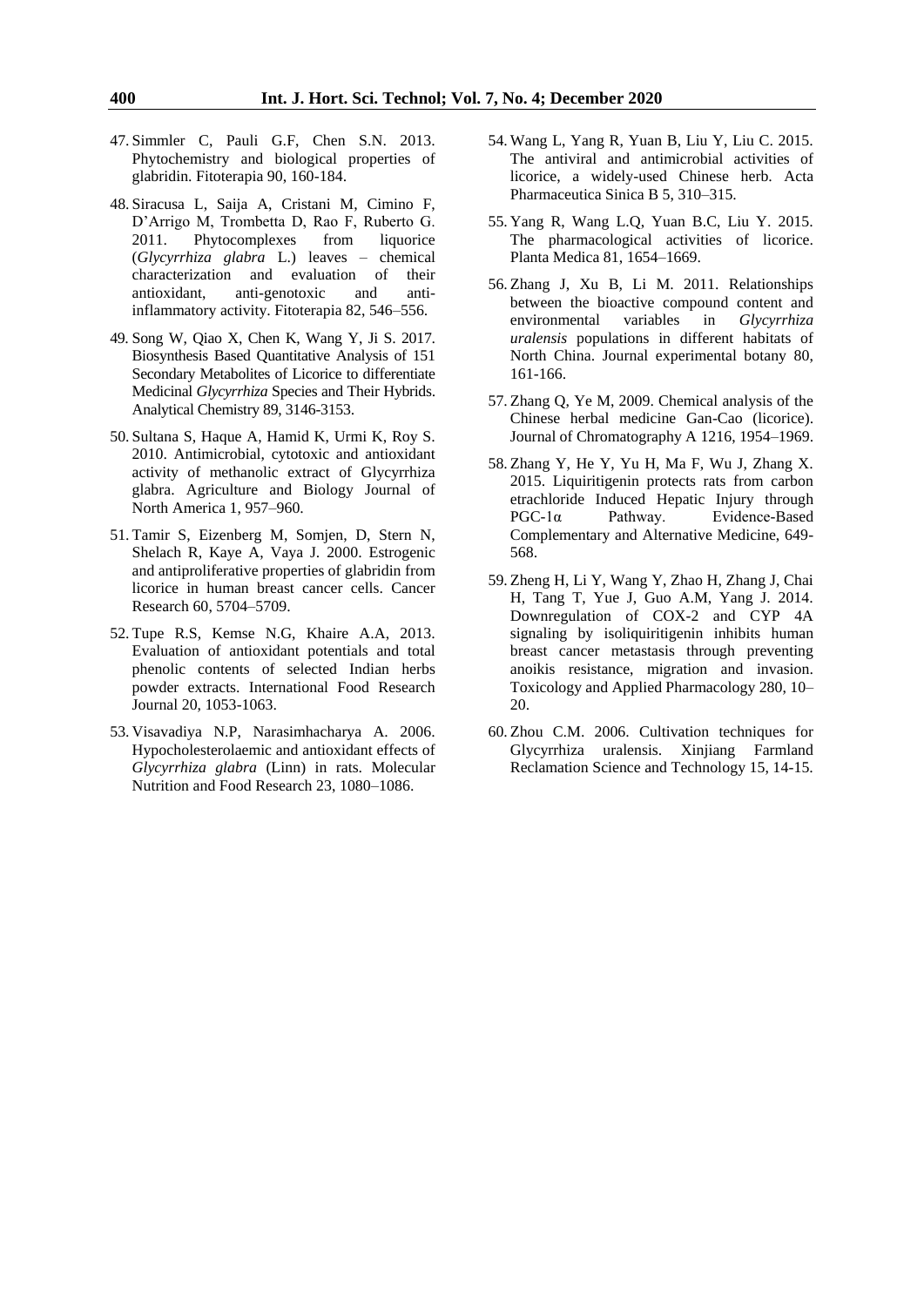47. Simmler C, Pauli G.F, Chen S.N. 2013. Phytochemistry and biological properties of glabridin. Fitoterapia 90, 160-184.

48. Siracusa L, Saija A, Cristani M, Cimino F, D'Arrigo M, Trombetta D, Rao F, Ruberto G. 2011. Phytocomplexes from liquorice (*Glycyrrhiza glabra* L.) leaves – chemical characterization and evaluation of their antioxidant, anti-genotoxic and anti-inflammatory activity. Fitoterapia 82, 546–556.

49. Song W, Qiao X, Chen K, Wang Y, Ji S. 2017. Biosynthesis Based Quantitative Analysis of 151 Secondary Metabolites of Licorice to differentiate Medicinal *Glycyrrhiza* Species and Their Hybrids. Analytical Chemistry 89, 3146-3153.

50. Sultana S, Haque A, Hamid K, Urmi K, Roy S. 2010. Antimicrobial, cytotoxic and antioxidant activity of methanolic extract of Glycyrrhiza glabra. Agriculture and Biology Journal of North America 1, 957–960.

51. Tamir S, Eizenberg M, Somjen, D, Stern N, Shelach R, Kaye A, Vaya J. 2000. Estrogenic and antiproliferative properties of glabridin from licorice in human breast cancer cells. Cancer Research 60, 5704–5709.

52. Tupe R.S, Kemse N.G, Khaire A.A, 2013. Evaluation of antioxidant potentials and total phenolic contents of selected Indian herbs powder extracts. International Food Research Journal 20, 1053-1063.

53. Visavadiya N.P, Narasimhacharya A. 2006. Hypocholesterolaemic and antioxidant effects of *Glycyrrhiza glabra* (Linn) in rats. Molecular Nutrition and Food Research 23, 1080–1086.

54. Wang L, Yang R, Yuan B, Liu Y, Liu C. 2015. The antiviral and antimicrobial activities of licorice, a widely-used Chinese herb. Acta Pharmaceutica Sinica B 5, 310–315.

55. Yang R, Wang L.Q, Yuan B.C, Liu Y. 2015. The pharmacological activities of licorice. Planta Medica 81, 1654–1669.

56. Zhang J, Xu B, Li M. 2011. Relationships between the bioactive compound content and environmental variables in *Glycyrrhiza uralensis* populations in different habitats of North China. Journal experimental botany 80, 161-166.

57. Zhang Q, Ye M, 2009. Chemical analysis of the Chinese herbal medicine Gan-Cao (licorice). Journal of Chromatography A 1216, 1954–1969.

58. Zhang Y, He Y, Yu H, Ma F, Wu J, Zhang X. 2015. Liquiritigenin protects rats from carbon etrachloride Induced Hepatic Injury through PGC-1α Pathway. Evidence-Based Complementary and Alternative Medicine, 649-568.

59. Zheng H, Li Y, Wang Y, Zhao H, Zhang J, Chai H, Tang T, Yue J, Guo A.M, Yang J. 2014. Downregulation of COX-2 and CYP 4A signaling by isoliquiritigenin inhibits human breast cancer metastasis through preventing anoikis resistance, migration and invasion. Toxicology and Applied Pharmacology 280, 10–20.

60. Zhou C.M. 2006. Cultivation techniques for Glycyrrhiza uralensis. Xinjiang Farmland Reclamation Science and Technology 15, 14-15.